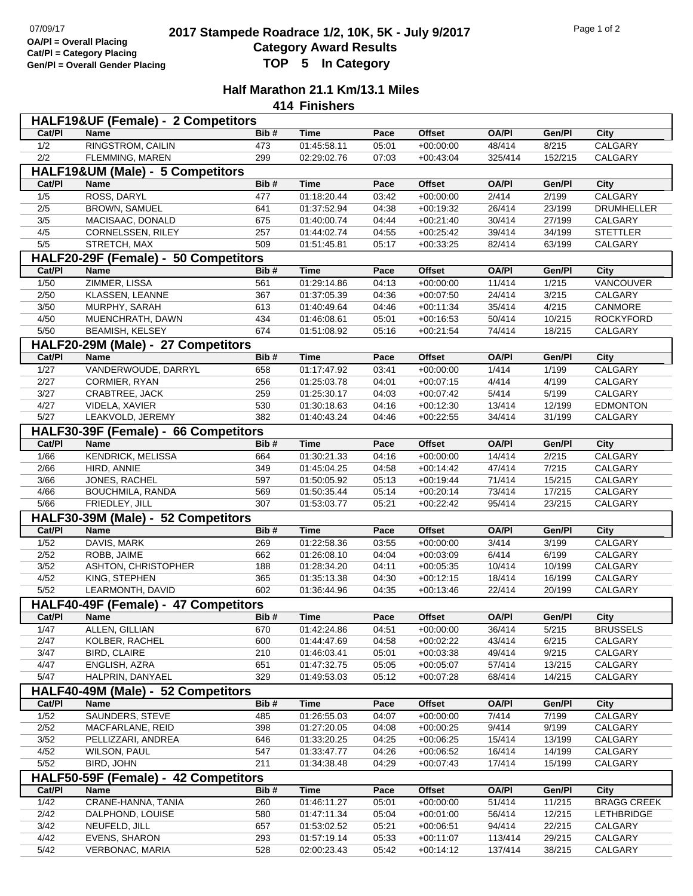07/09/17

OA/Pl = Overall Placing
Cat/Pl = Category Placing
Gen/Pl = Overall Gender Placing

# 2017 Stampede Roadrace 1/2, 10K, 5K - July 9/2017
## Category Award Results
## TOP 5 In Category

### Half Marathon 21.1 Km/13.1 Miles
### 414 Finishers

**HALF19&UF (Female) - 2 Competitors**

| Cat/Pl | Name | Bib # | Time | Pace | Offset | OA/Pl | Gen/Pl | City |
|---|---|---|---|---|---|---|---|---|
| 1/2 | RINGSTROM, CAILIN | 473 | 01:45:58.11 | 05:01 | +00:00:00 | 48/414 | 8/215 | CALGARY |
| 2/2 | FLEMMING, MAREN | 299 | 02:29:02.76 | 07:03 | +00:43:04 | 325/414 | 152/215 | CALGARY |

**HALF19&UM (Male) - 5 Competitors**

| Cat/Pl | Name | Bib # | Time | Pace | Offset | OA/Pl | Gen/Pl | City |
|---|---|---|---|---|---|---|---|---|
| 1/5 | ROSS, DARYL | 477 | 01:18:20.44 | 03:42 | +00:00:00 | 2/414 | 2/199 | CALGARY |
| 2/5 | BROWN, SAMUEL | 641 | 01:37:52.94 | 04:38 | +00:19:32 | 26/414 | 23/199 | DRUMHELLER |
| 3/5 | MACISAAC, DONALD | 675 | 01:40:00.74 | 04:44 | +00:21:40 | 30/414 | 27/199 | CALGARY |
| 4/5 | CORNELSSEN, RILEY | 257 | 01:44:02.74 | 04:55 | +00:25:42 | 39/414 | 34/199 | STETTLER |
| 5/5 | STRETCH, MAX | 509 | 01:51:45.81 | 05:17 | +00:33:25 | 82/414 | 63/199 | CALGARY |

**HALF20-29F (Female) - 50 Competitors**

| Cat/Pl | Name | Bib # | Time | Pace | Offset | OA/Pl | Gen/Pl | City |
|---|---|---|---|---|---|---|---|---|
| 1/50 | ZIMMER, LISSA | 561 | 01:29:14.86 | 04:13 | +00:00:00 | 11/414 | 1/215 | VANCOUVER |
| 2/50 | KLASSEN, LEANNE | 367 | 01:37:05.39 | 04:36 | +00:07:50 | 24/414 | 3/215 | CALGARY |
| 3/50 | MURPHY, SARAH | 613 | 01:40:49.64 | 04:46 | +00:11:34 | 35/414 | 4/215 | CANMORE |
| 4/50 | MUENCHRATH, DAWN | 434 | 01:46:08.61 | 05:01 | +00:16:53 | 50/414 | 10/215 | ROCKYFORD |
| 5/50 | BEAMISH, KELSEY | 674 | 01:51:08.92 | 05:16 | +00:21:54 | 74/414 | 18/215 | CALGARY |

**HALF20-29M (Male) - 27 Competitors**

| Cat/Pl | Name | Bib # | Time | Pace | Offset | OA/Pl | Gen/Pl | City |
|---|---|---|---|---|---|---|---|---|
| 1/27 | VANDERWOUDE, DARRYL | 658 | 01:17:47.92 | 03:41 | +00:00:00 | 1/414 | 1/199 | CALGARY |
| 2/27 | CORMIER, RYAN | 256 | 01:25:03.78 | 04:01 | +00:07:15 | 4/414 | 4/199 | CALGARY |
| 3/27 | CRABTREE, JACK | 259 | 01:25:30.17 | 04:03 | +00:07:42 | 5/414 | 5/199 | CALGARY |
| 4/27 | VIDELA, XAVIER | 530 | 01:30:18.63 | 04:16 | +00:12:30 | 13/414 | 12/199 | EDMONTON |
| 5/27 | LEAKVOLD, JEREMY | 382 | 01:40:43.24 | 04:46 | +00:22:55 | 34/414 | 31/199 | CALGARY |

**HALF30-39F (Female) - 66 Competitors**

| Cat/Pl | Name | Bib # | Time | Pace | Offset | OA/Pl | Gen/Pl | City |
|---|---|---|---|---|---|---|---|---|
| 1/66 | KENDRICK, MELISSA | 664 | 01:30:21.33 | 04:16 | +00:00:00 | 14/414 | 2/215 | CALGARY |
| 2/66 | HIRD, ANNIE | 349 | 01:45:04.25 | 04:58 | +00:14:42 | 47/414 | 7/215 | CALGARY |
| 3/66 | JONES, RACHEL | 597 | 01:50:05.92 | 05:13 | +00:19:44 | 71/414 | 15/215 | CALGARY |
| 4/66 | BOUCHMILA, RANDA | 569 | 01:50:35.44 | 05:14 | +00:20:14 | 73/414 | 17/215 | CALGARY |
| 5/66 | FRIEDLEY, JILL | 307 | 01:53:03.77 | 05:21 | +00:22:42 | 95/414 | 23/215 | CALGARY |

**HALF30-39M (Male) - 52 Competitors**

| Cat/Pl | Name | Bib # | Time | Pace | Offset | OA/Pl | Gen/Pl | City |
|---|---|---|---|---|---|---|---|---|
| 1/52 | DAVIS, MARK | 269 | 01:22:58.36 | 03:55 | +00:00:00 | 3/414 | 3/199 | CALGARY |
| 2/52 | ROBB, JAIME | 662 | 01:26:08.10 | 04:04 | +00:03:09 | 6/414 | 6/199 | CALGARY |
| 3/52 | ASHTON, CHRISTOPHER | 188 | 01:28:34.20 | 04:11 | +00:05:35 | 10/414 | 10/199 | CALGARY |
| 4/52 | KING, STEPHEN | 365 | 01:35:13.38 | 04:30 | +00:12:15 | 18/414 | 16/199 | CALGARY |
| 5/52 | LEARMONTH, DAVID | 602 | 01:36:44.96 | 04:35 | +00:13:46 | 22/414 | 20/199 | CALGARY |

**HALF40-49F (Female) - 47 Competitors**

| Cat/Pl | Name | Bib # | Time | Pace | Offset | OA/Pl | Gen/Pl | City |
|---|---|---|---|---|---|---|---|---|
| 1/47 | ALLEN, GILLIAN | 670 | 01:42:24.86 | 04:51 | +00:00:00 | 36/414 | 5/215 | BRUSSELS |
| 2/47 | KOLBER, RACHEL | 600 | 01:44:47.69 | 04:58 | +00:02:22 | 43/414 | 6/215 | CALGARY |
| 3/47 | BIRD, CLAIRE | 210 | 01:46:03.41 | 05:01 | +00:03:38 | 49/414 | 9/215 | CALGARY |
| 4/47 | ENGLISH, AZRA | 651 | 01:47:32.75 | 05:05 | +00:05:07 | 57/414 | 13/215 | CALGARY |
| 5/47 | HALPRIN, DANYAEL | 329 | 01:49:53.03 | 05:12 | +00:07:28 | 68/414 | 14/215 | CALGARY |

**HALF40-49M (Male) - 52 Competitors**

| Cat/Pl | Name | Bib # | Time | Pace | Offset | OA/Pl | Gen/Pl | City |
|---|---|---|---|---|---|---|---|---|
| 1/52 | SAUNDERS, STEVE | 485 | 01:26:55.03 | 04:07 | +00:00:00 | 7/414 | 7/199 | CALGARY |
| 2/52 | MACFARLANE, REID | 398 | 01:27:20.05 | 04:08 | +00:00:25 | 9/414 | 9/199 | CALGARY |
| 3/52 | PELLIZZARI, ANDREA | 646 | 01:33:20.25 | 04:25 | +00:06:25 | 15/414 | 13/199 | CALGARY |
| 4/52 | WILSON, PAUL | 547 | 01:33:47.77 | 04:26 | +00:06:52 | 16/414 | 14/199 | CALGARY |
| 5/52 | BIRD, JOHN | 211 | 01:34:38.48 | 04:29 | +00:07:43 | 17/414 | 15/199 | CALGARY |

**HALF50-59F (Female) - 42 Competitors**

| Cat/Pl | Name | Bib # | Time | Pace | Offset | OA/Pl | Gen/Pl | City |
|---|---|---|---|---|---|---|---|---|
| 1/42 | CRANE-HANNA, TANIA | 260 | 01:46:11.27 | 05:01 | +00:00:00 | 51/414 | 11/215 | BRAGG CREEK |
| 2/42 | DALPHOND, LOUISE | 580 | 01:47:11.34 | 05:04 | +00:01:00 | 56/414 | 12/215 | LETHBRIDGE |
| 3/42 | NEUFELD, JILL | 657 | 01:53:02.52 | 05:21 | +00:06:51 | 94/414 | 22/215 | CALGARY |
| 4/42 | EVENS, SHARON | 293 | 01:57:19.14 | 05:33 | +00:11:07 | 113/414 | 29/215 | CALGARY |
| 5/42 | VERBONAC, MARIA | 528 | 02:00:23.43 | 05:42 | +00:14:12 | 137/414 | 38/215 | CALGARY |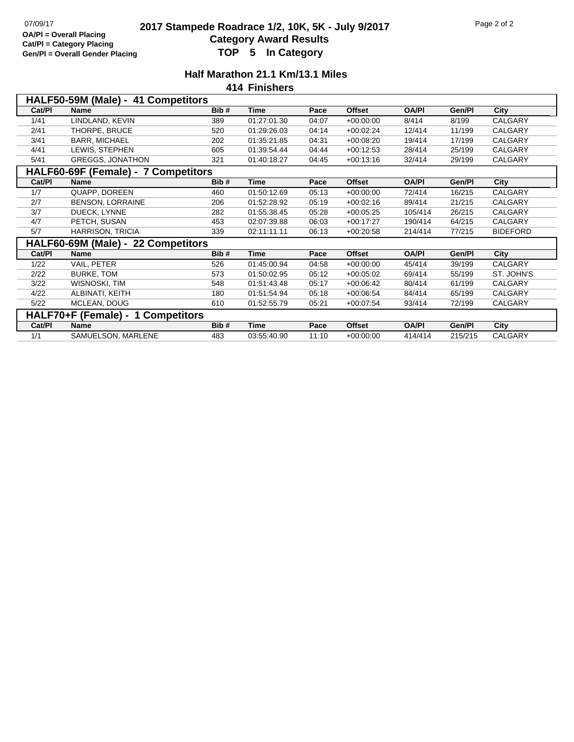OA/Pl = Overall Placing
Cat/Pl = Category Placing
Gen/Pl = Overall Gender Placing

# 2017 Stampede Roadrace 1/2, 10K, 5K - July 9/2017

## Category Award Results

## TOP 5 In Category

### Half Marathon 21.1 Km/13.1 Miles

### 414 Finishers

**HALF50-59M (Male) - 41 Competitors**

| Cat/Pl | Name | Bib # | Time | Pace | Offset | OA/Pl | Gen/Pl | City |
|---|---|---|---|---|---|---|---|---|
| 1/41 | LINDLAND, KEVIN | 389 | 01:27:01.30 | 04:07 | +00:00:00 | 8/414 | 8/199 | CALGARY |
| 2/41 | THORPE, BRUCE | 520 | 01:29:26.03 | 04:14 | +00:02:24 | 12/414 | 11/199 | CALGARY |
| 3/41 | BARR, MICHAEL | 202 | 01:35:21.85 | 04:31 | +00:08:20 | 19/414 | 17/199 | CALGARY |
| 4/41 | LEWIS, STEPHEN | 605 | 01:39:54.44 | 04:44 | +00:12:53 | 28/414 | 25/199 | CALGARY |
| 5/41 | GREGGS, JONATHON | 321 | 01:40:18.27 | 04:45 | +00:13:16 | 32/414 | 29/199 | CALGARY |

**HALF60-69F (Female) - 7 Competitors**

| Cat/Pl | Name | Bib # | Time | Pace | Offset | OA/Pl | Gen/Pl | City |
|---|---|---|---|---|---|---|---|---|
| 1/7 | QUAPP, DOREEN | 460 | 01:50:12.69 | 05:13 | +00:00:00 | 72/414 | 16/215 | CALGARY |
| 2/7 | BENSON, LORRAINE | 206 | 01:52:28.92 | 05:19 | +00:02:16 | 89/414 | 21/215 | CALGARY |
| 3/7 | DUECK, LYNNE | 282 | 01:55:38.45 | 05:28 | +00:05:25 | 105/414 | 26/215 | CALGARY |
| 4/7 | PETCH, SUSAN | 453 | 02:07:39.88 | 06:03 | +00:17:27 | 190/414 | 64/215 | CALGARY |
| 5/7 | HARRISON, TRICIA | 339 | 02:11:11.11 | 06:13 | +00:20:58 | 214/414 | 77/215 | BIDEFORD |

**HALF60-69M (Male) - 22 Competitors**

| Cat/Pl | Name | Bib # | Time | Pace | Offset | OA/Pl | Gen/Pl | City |
|---|---|---|---|---|---|---|---|---|
| 1/22 | VAIL, PETER | 526 | 01:45:00.94 | 04:58 | +00:00:00 | 45/414 | 39/199 | CALGARY |
| 2/22 | BURKE, TOM | 573 | 01:50:02.95 | 05:12 | +00:05:02 | 69/414 | 55/199 | ST. JOHN'S |
| 3/22 | WISNOSKI, TIM | 548 | 01:51:43.48 | 05:17 | +00:06:42 | 80/414 | 61/199 | CALGARY |
| 4/22 | ALBINATI, KEITH | 180 | 01:51:54.94 | 05:18 | +00:06:54 | 84/414 | 65/199 | CALGARY |
| 5/22 | MCLEAN, DOUG | 610 | 01:52:55.79 | 05:21 | +00:07:54 | 93/414 | 72/199 | CALGARY |

**HALF70+F (Female) - 1 Competitors**

| Cat/Pl | Name | Bib # | Time | Pace | Offset | OA/Pl | Gen/Pl | City |
|---|---|---|---|---|---|---|---|---|
| 1/1 | SAMUELSON, MARLENE | 483 | 03:55:40.90 | 11:10 | +00:00:00 | 414/414 | 215/215 | CALGARY |